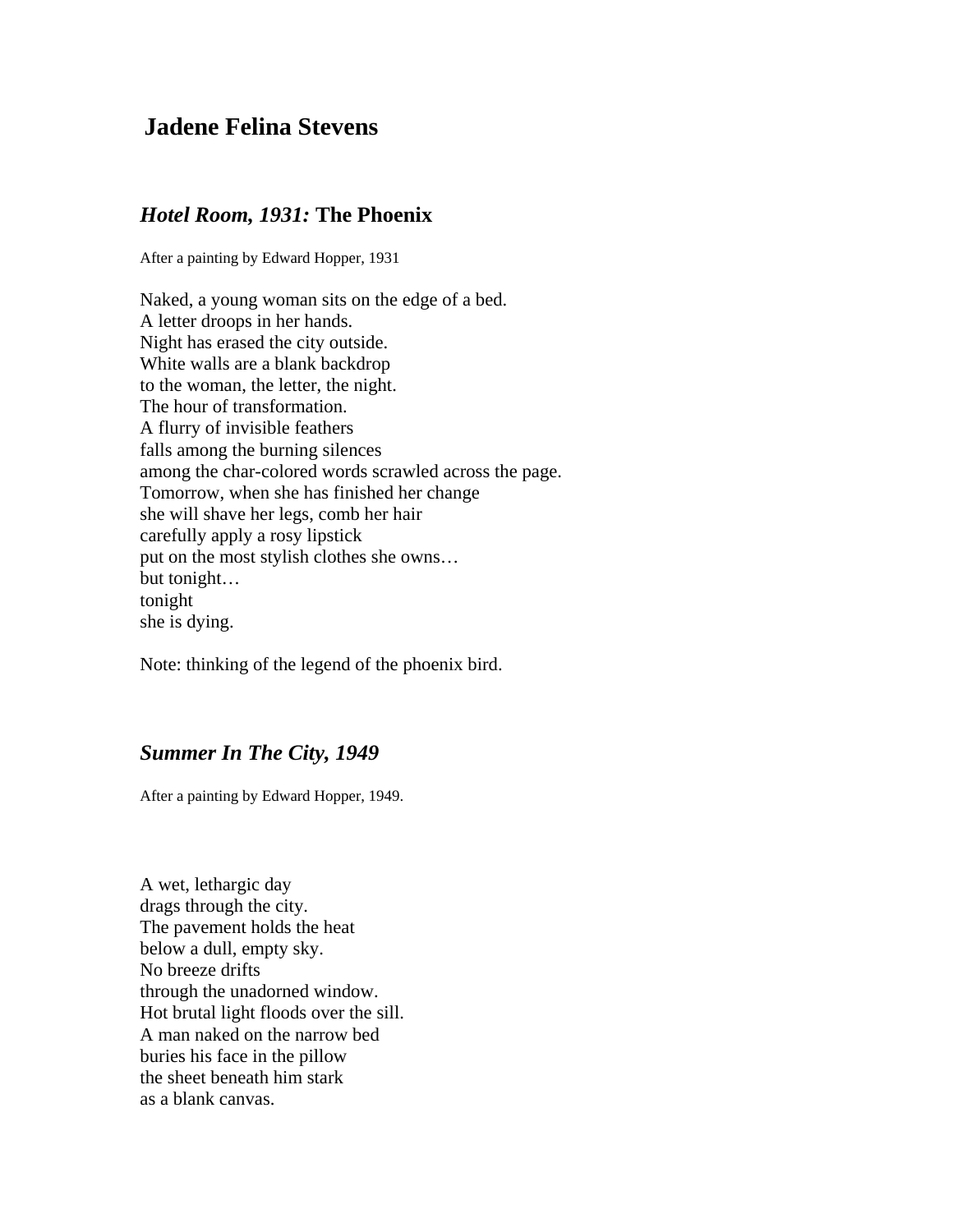# Jadene Felina Stevens

## *Hotel Room, 1931:* The Phoenix

After a painting by Edward Hopper, 1931

Naked, a young woman sits on the edge of a bed.  
A letter droops in her hands.  
Night has erased the city outside.  
White walls are a blank backdrop  
to the woman, the letter, the night.  
The hour of transformation.  
A flurry of invisible feathers  
falls among the burning silences  
among the char-colored words scrawled across the page.  
Tomorrow, when she has finished her change  
she will shave her legs, comb her hair  
carefully apply a rosy lipstick  
put on the most stylish clothes she owns…  
but tonight…  
tonight  
she is dying.

Note: thinking of the legend of the phoenix bird.

## *Summer In The City, 1949*

After a painting by Edward Hopper, 1949.

A wet, lethargic day  
drags through the city.  
The pavement holds the heat  
below a dull, empty sky.  
No breeze drifts  
through the unadorned window.  
Hot brutal light floods over the sill.  
A man naked on the narrow bed  
buries his face in the pillow  
the sheet beneath him stark  
as a blank canvas.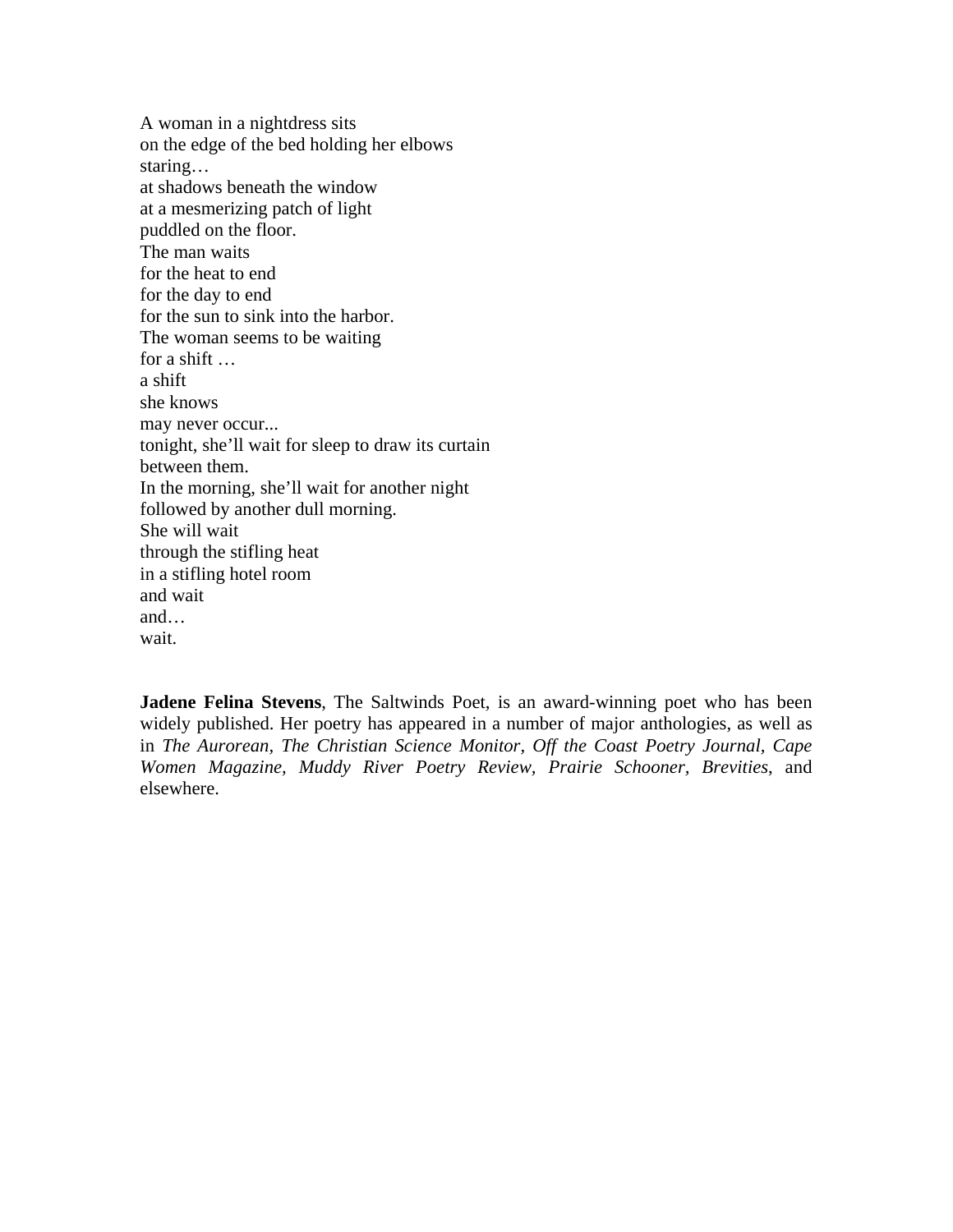A woman in a nightdress sits  
on the edge of the bed holding her elbows  
staring…  
at shadows beneath the window  
at a mesmerizing patch of light  
puddled on the floor.  
The man waits  
for the heat to end  
for the day to end  
for the sun to sink into the harbor.  
The woman seems to be waiting  
for a shift …  
a shift  
she knows  
may never occur...  
tonight, she'll wait for sleep to draw its curtain  
between them.  
In the morning, she'll wait for another night  
followed by another dull morning.  
She will wait  
through the stifling heat  
in a stifling hotel room  
and wait  
and…  
wait.

**Jadene Felina Stevens**, The Saltwinds Poet, is an award-winning poet who has been widely published. Her poetry has appeared in a number of major anthologies, as well as in *The Aurorean, The Christian Science Monitor, Off the Coast Poetry Journal, Cape Women Magazine, Muddy River Poetry Review, Prairie Schooner, Brevities*, and elsewhere.